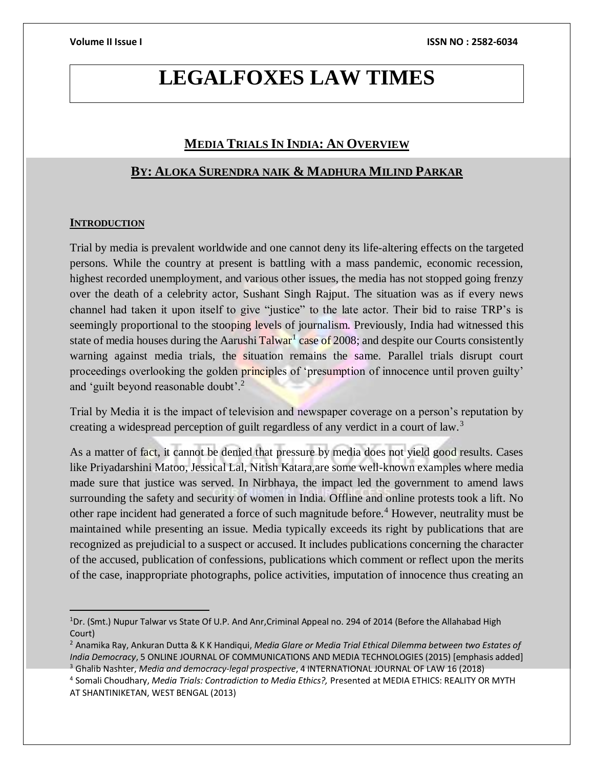# LEGALFOXES LAW TIMES

## MEDIA TRIALS IN INDIA: AN OVERVIEW

## BY: ALOKA SURENDRA NAIK & MADHURA MILIND PARKAR

### INTRODUCTION

Trial by media is prevalent worldwide and one cannot deny its life-altering effects on the targeted persons. While the country at present is battling with a mass pandemic, economic recession, highest recorded unemployment, and various other issues, the media has not stopped going frenzy over the death of a celebrity actor, Sushant Singh Rajput. The situation was as if every news channel had taken it upon itself to give "justice" to the late actor. Their bid to raise TRP's is seemingly proportional to the stooping levels of journalism. Previously, India had witnessed this state of media houses during the Aarushi Talwar[1] case of 2008; and despite our Courts consistently warning against media trials, the situation remains the same. Parallel trials disrupt court proceedings overlooking the golden principles of 'presumption of innocence until proven guilty' and 'guilt beyond reasonable doubt'.[2]

Trial by Media it is the impact of television and newspaper coverage on a person's reputation by creating a widespread perception of guilt regardless of any verdict in a court of law.[3]

As a matter of fact, it cannot be denied that pressure by media does not yield good results. Cases like Priyadarshini Matoo, Jessical Lal, Nitish Katara,are some well-known examples where media made sure that justice was served. In Nirbhaya, the impact led the government to amend laws surrounding the safety and security of women in India. Offline and online protests took a lift. No other rape incident had generated a force of such magnitude before.[4] However, neutrality must be maintained while presenting an issue. Media typically exceeds its right by publications that are recognized as prejudicial to a suspect or accused. It includes publications concerning the character of the accused, publication of confessions, publications which comment or reflect upon the merits of the case, inappropriate photographs, police activities, imputation of innocence thus creating an

---

[1] Dr. (Smt.) Nupur Talwar vs State Of U.P. And Anr,Criminal Appeal no. 294 of 2014 (Before the Allahabad High Court)

[2] Anamika Ray, Ankuran Dutta & K K Handiqui, *Media Glare or Media Trial Ethical Dilemma between two Estates of India Democracy*, 5 ONLINE JOURNAL OF COMMUNICATIONS AND MEDIA TECHNOLOGIES (2015) [emphasis added]

[3] Ghalib Nashter, *Media and democracy-legal prospective*, 4 INTERNATIONAL JOURNAL OF LAW 16 (2018)

[4] Somali Choudhary, *Media Trials: Contradiction to Media Ethics?,* Presented at MEDIA ETHICS: REALITY OR MYTH AT SHANTINIKETAN, WEST BENGAL (2013)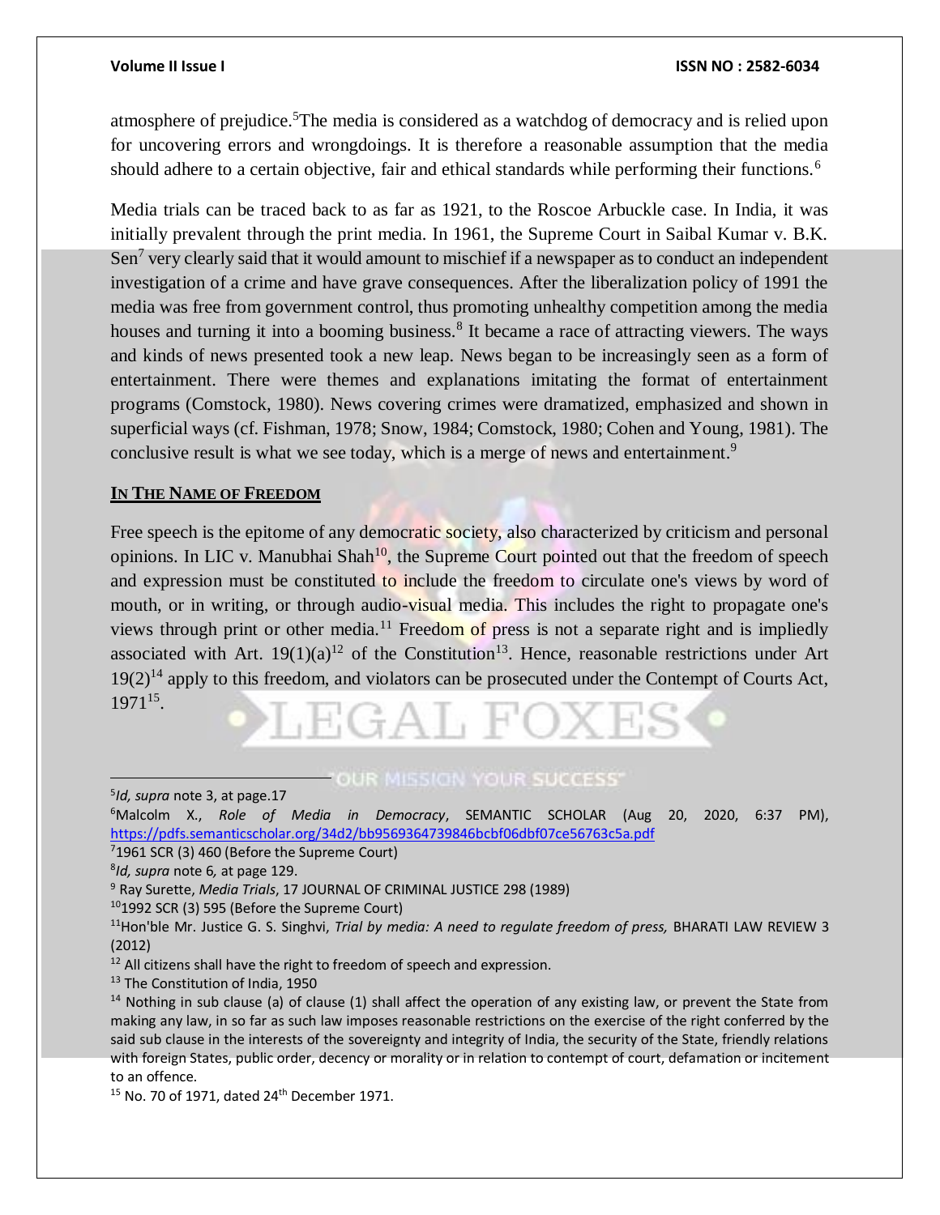atmosphere of prejudice.[5]The media is considered as a watchdog of democracy and is relied upon for uncovering errors and wrongdoings. It is therefore a reasonable assumption that the media should adhere to a certain objective, fair and ethical standards while performing their functions.[6]

Media trials can be traced back to as far as 1921, to the Roscoe Arbuckle case. In India, it was initially prevalent through the print media. In 1961, the Supreme Court in Saibal Kumar v. B.K. Sen[7] very clearly said that it would amount to mischief if a newspaper as to conduct an independent investigation of a crime and have grave consequences. After the liberalization policy of 1991 the media was free from government control, thus promoting unhealthy competition among the media houses and turning it into a booming business.[8] It became a race of attracting viewers. The ways and kinds of news presented took a new leap. News began to be increasingly seen as a form of entertainment. There were themes and explanations imitating the format of entertainment programs (Comstock, 1980). News covering crimes were dramatized, emphasized and shown in superficial ways (cf. Fishman, 1978; Snow, 1984; Comstock, 1980; Cohen and Young, 1981). The conclusive result is what we see today, which is a merge of news and entertainment.[9]

## In The Name of Freedom

Free speech is the epitome of any democratic society, also characterized by criticism and personal opinions. In LIC v. Manubhai Shah[10], the Supreme Court pointed out that the freedom of speech and expression must be constituted to include the freedom to circulate one's views by word of mouth, or in writing, or through audio-visual media. This includes the right to propagate one's views through print or other media.[11] Freedom of press is not a separate right and is impliedly associated with Art. 19(1)(a)[12] of the Constitution[13]. Hence, reasonable restrictions under Art 19(2)[14] apply to this freedom, and violators can be prosecuted under the Contempt of Courts Act, 1971[15].

---

[5] *Id, supra* note 3, at page.17

[6] Malcolm X., *Role of Media in Democracy*, SEMANTIC SCHOLAR (Aug 20, 2020, 6:37 PM), https://pdfs.semanticscholar.org/34d2/bb9569364739846bcbf06dbf07ce56763c5a.pdf

[7] 1961 SCR (3) 460 (Before the Supreme Court)

[8] *Id, supra* note 6, at page 129.

[9] Ray Surette, *Media Trials*, 17 JOURNAL OF CRIMINAL JUSTICE 298 (1989)

[10] 1992 SCR (3) 595 (Before the Supreme Court)

[11] Hon'ble Mr. Justice G. S. Singhvi, *Trial by media: A need to regulate freedom of press,* BHARATI LAW REVIEW 3 (2012)

[12] All citizens shall have the right to freedom of speech and expression.

[13] The Constitution of India, 1950

[14] Nothing in sub clause (a) of clause (1) shall affect the operation of any existing law, or prevent the State from making any law, in so far as such law imposes reasonable restrictions on the exercise of the right conferred by the said sub clause in the interests of the sovereignty and integrity of India, the security of the State, friendly relations with foreign States, public order, decency or morality or in relation to contempt of court, defamation or incitement to an offence.

[15] No. 70 of 1971, dated 24th December 1971.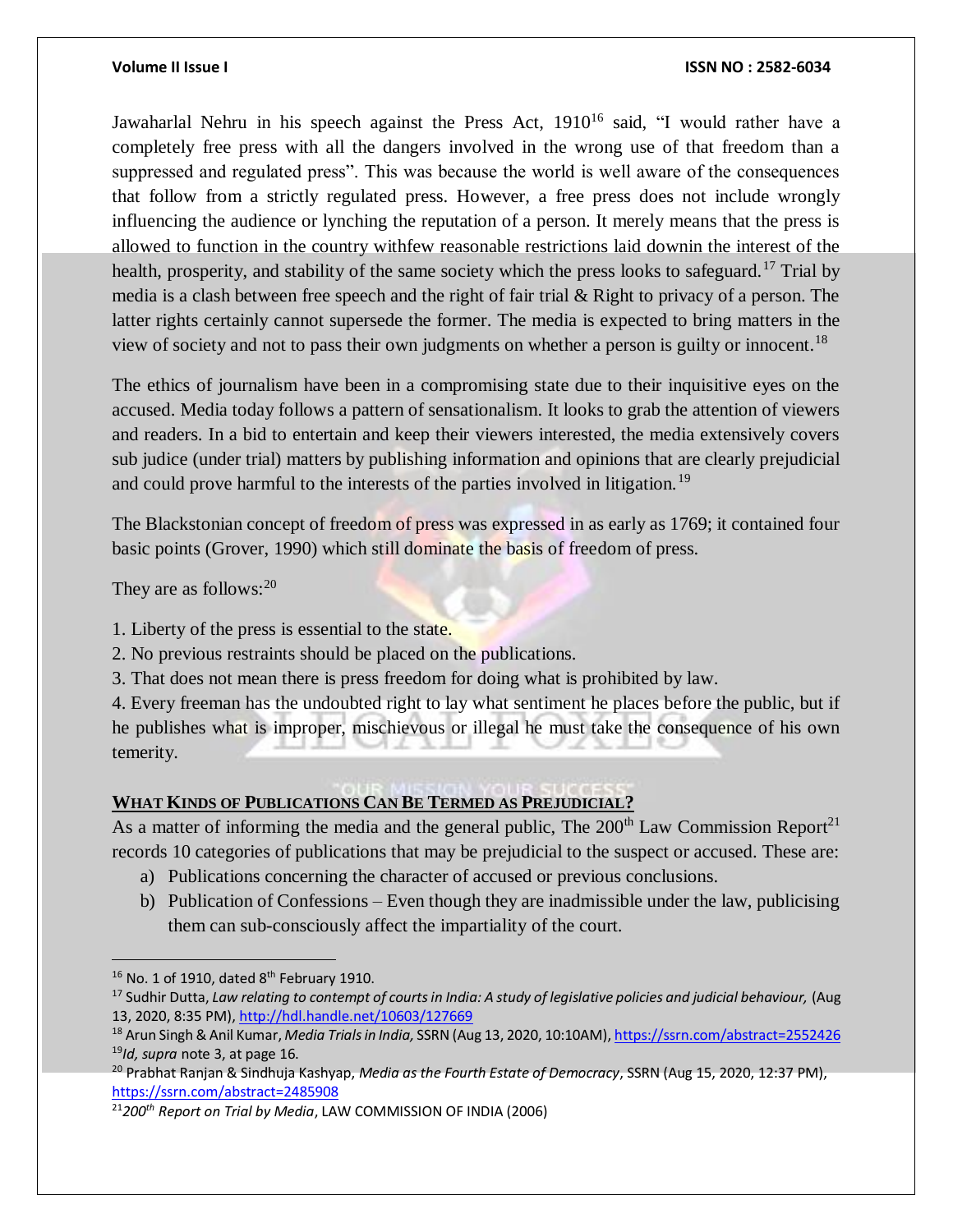Jawaharlal Nehru in his speech against the Press Act, 1910[16] said, "I would rather have a completely free press with all the dangers involved in the wrong use of that freedom than a suppressed and regulated press". This was because the world is well aware of the consequences that follow from a strictly regulated press. However, a free press does not include wrongly influencing the audience or lynching the reputation of a person. It merely means that the press is allowed to function in the country withfew reasonable restrictions laid downin the interest of the health, prosperity, and stability of the same society which the press looks to safeguard.[17] Trial by media is a clash between free speech and the right of fair trial & Right to privacy of a person. The latter rights certainly cannot supersede the former. The media is expected to bring matters in the view of society and not to pass their own judgments on whether a person is guilty or innocent.[18]

The ethics of journalism have been in a compromising state due to their inquisitive eyes on the accused. Media today follows a pattern of sensationalism. It looks to grab the attention of viewers and readers. In a bid to entertain and keep their viewers interested, the media extensively covers sub judice (under trial) matters by publishing information and opinions that are clearly prejudicial and could prove harmful to the interests of the parties involved in litigation.[19]

The Blackstonian concept of freedom of press was expressed in as early as 1769; it contained four basic points (Grover, 1990) which still dominate the basis of freedom of press.

They are as follows:[20]

1. Liberty of the press is essential to the state.
2. No previous restraints should be placed on the publications.
3. That does not mean there is press freedom for doing what is prohibited by law.
4. Every freeman has the undoubted right to lay what sentiment he places before the public, but if he publishes what is improper, mischievous or illegal he must take the consequence of his own temerity.

## WHAT KINDS OF PUBLICATIONS CAN BE TERMED AS PREJUDICIAL?

As a matter of informing the media and the general public, The 200th Law Commission Report[21] records 10 categories of publications that may be prejudicial to the suspect or accused. These are:

a) Publications concerning the character of accused or previous conclusions.
b) Publication of Confessions – Even though they are inadmissible under the law, publicising them can sub-consciously affect the impartiality of the court.

---

[16] No. 1 of 1910, dated 8th February 1910.

[17] Sudhir Dutta, *Law relating to contempt of courts in India: A study of legislative policies and judicial behaviour,* (Aug 13, 2020, 8:35 PM), http://hdl.handle.net/10603/127669

[18] Arun Singh & Anil Kumar, *Media Trials in India,* SSRN (Aug 13, 2020, 10:10AM), https://ssrn.com/abstract=2552426

[19] *Id, supra* note 3, at page 16.

[20] Prabhat Ranjan & Sindhuja Kashyap, *Media as the Fourth Estate of Democracy*, SSRN (Aug 15, 2020, 12:37 PM), https://ssrn.com/abstract=2485908

[21] *200th Report on Trial by Media*, LAW COMMISSION OF INDIA (2006)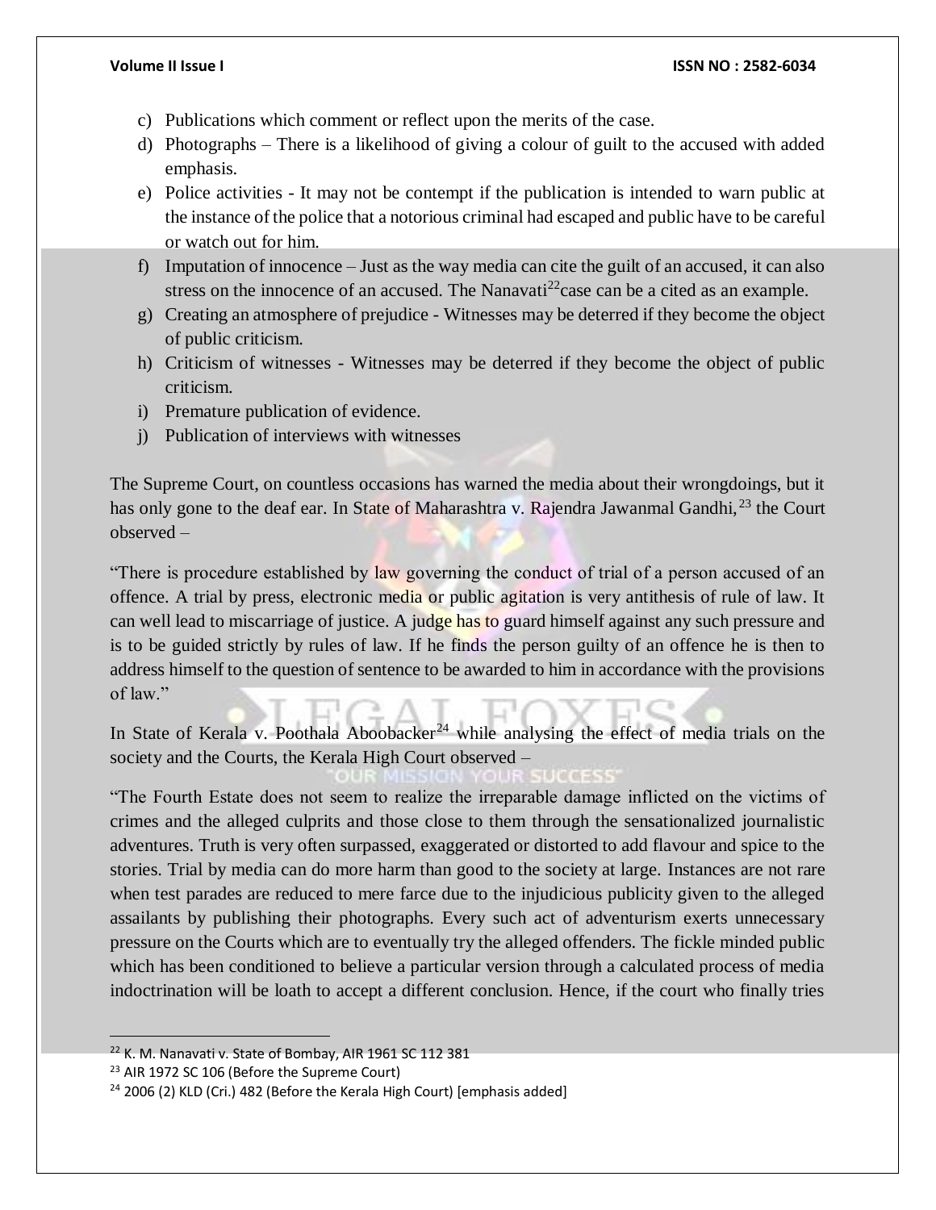c) Publications which comment or reflect upon the merits of the case.
d) Photographs – There is a likelihood of giving a colour of guilt to the accused with added emphasis.
e) Police activities - It may not be contempt if the publication is intended to warn public at the instance of the police that a notorious criminal had escaped and public have to be careful or watch out for him.
f) Imputation of innocence – Just as the way media can cite the guilt of an accused, it can also stress on the innocence of an accused. The Nanavati[22]case can be a cited as an example.
g) Creating an atmosphere of prejudice - Witnesses may be deterred if they become the object of public criticism.
h) Criticism of witnesses - Witnesses may be deterred if they become the object of public criticism.
i) Premature publication of evidence.
j) Publication of interviews with witnesses

The Supreme Court, on countless occasions has warned the media about their wrongdoings, but it has only gone to the deaf ear. In State of Maharashtra v. Rajendra Jawanmal Gandhi,[23] the Court observed –

"There is procedure established by law governing the conduct of trial of a person accused of an offence. A trial by press, electronic media or public agitation is very antithesis of rule of law. It can well lead to miscarriage of justice. A judge has to guard himself against any such pressure and is to be guided strictly by rules of law. If he finds the person guilty of an offence he is then to address himself to the question of sentence to be awarded to him in accordance with the provisions of law."

In State of Kerala v. Poothala Aboobacker[24] while analysing the effect of media trials on the society and the Courts, the Kerala High Court observed –

"The Fourth Estate does not seem to realize the irreparable damage inflicted on the victims of crimes and the alleged culprits and those close to them through the sensationalized journalistic adventures. Truth is very often surpassed, exaggerated or distorted to add flavour and spice to the stories. Trial by media can do more harm than good to the society at large. Instances are not rare when test parades are reduced to mere farce due to the injudicious publicity given to the alleged assailants by publishing their photographs. Every such act of adventurism exerts unnecessary pressure on the Courts which are to eventually try the alleged offenders. The fickle minded public which has been conditioned to believe a particular version through a calculated process of media indoctrination will be loath to accept a different conclusion. Hence, if the court who finally tries

---

[22] K. M. Nanavati v. State of Bombay, AIR 1961 SC 112 381

[23] AIR 1972 SC 106 (Before the Supreme Court)

[24] 2006 (2) KLD (Cri.) 482 (Before the Kerala High Court) [emphasis added]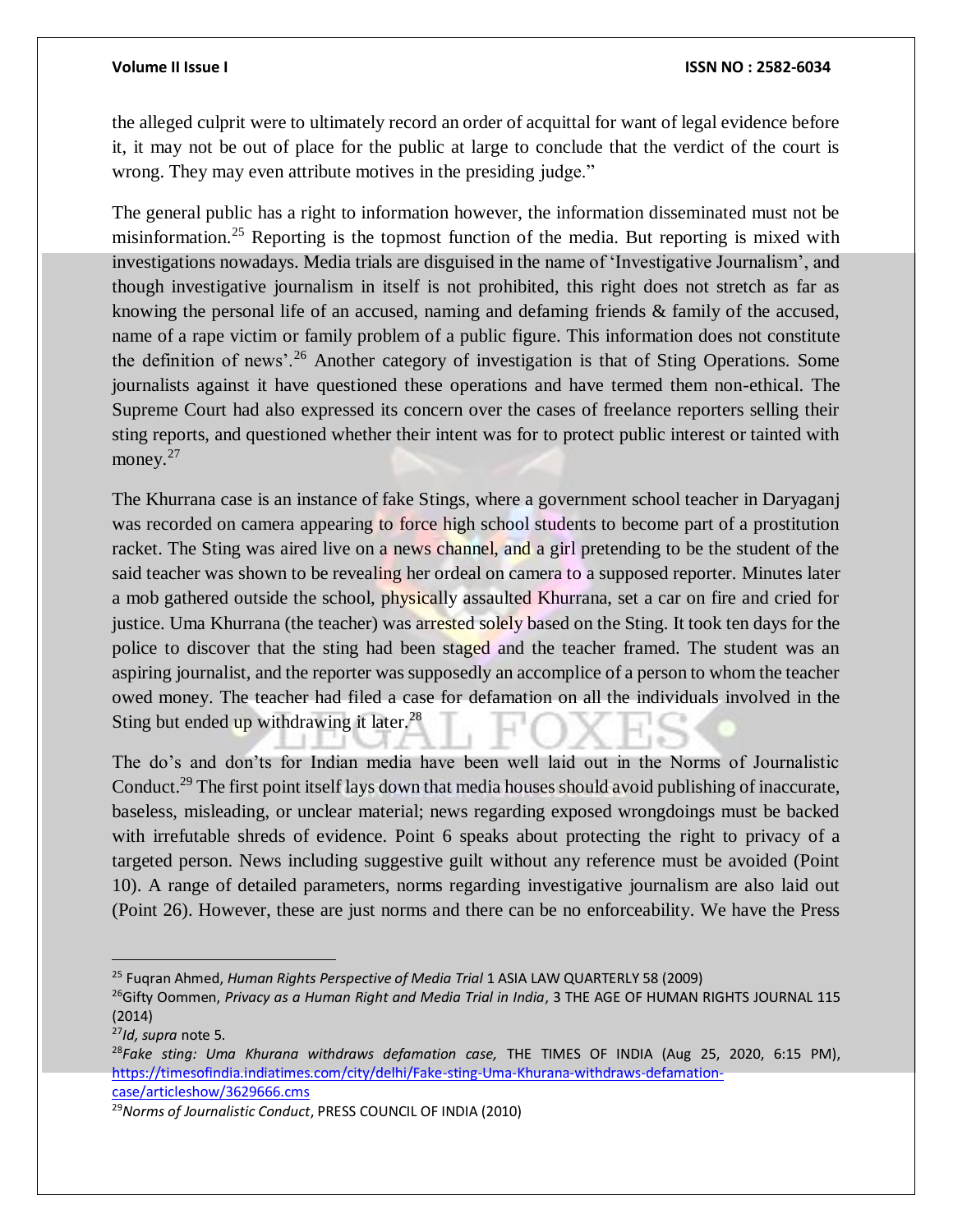the alleged culprit were to ultimately record an order of acquittal for want of legal evidence before it, it may not be out of place for the public at large to conclude that the verdict of the court is wrong. They may even attribute motives in the presiding judge."

The general public has a right to information however, the information disseminated must not be misinformation.[25] Reporting is the topmost function of the media. But reporting is mixed with investigations nowadays. Media trials are disguised in the name of 'Investigative Journalism', and though investigative journalism in itself is not prohibited, this right does not stretch as far as knowing the personal life of an accused, naming and defaming friends & family of the accused, name of a rape victim or family problem of a public figure. This information does not constitute the definition of news'.[26] Another category of investigation is that of Sting Operations. Some journalists against it have questioned these operations and have termed them non-ethical. The Supreme Court had also expressed its concern over the cases of freelance reporters selling their sting reports, and questioned whether their intent was for to protect public interest or tainted with money.[27]

The Khurrana case is an instance of fake Stings, where a government school teacher in Daryaganj was recorded on camera appearing to force high school students to become part of a prostitution racket. The Sting was aired live on a news channel, and a girl pretending to be the student of the said teacher was shown to be revealing her ordeal on camera to a supposed reporter. Minutes later a mob gathered outside the school, physically assaulted Khurrana, set a car on fire and cried for justice. Uma Khurrana (the teacher) was arrested solely based on the Sting. It took ten days for the police to discover that the sting had been staged and the teacher framed. The student was an aspiring journalist, and the reporter was supposedly an accomplice of a person to whom the teacher owed money. The teacher had filed a case for defamation on all the individuals involved in the Sting but ended up withdrawing it later.[28]

The do's and don'ts for Indian media have been well laid out in the Norms of Journalistic Conduct.[29] The first point itself lays down that media houses should avoid publishing of inaccurate, baseless, misleading, or unclear material; news regarding exposed wrongdoings must be backed with irrefutable shreds of evidence. Point 6 speaks about protecting the right to privacy of a targeted person. News including suggestive guilt without any reference must be avoided (Point 10). A range of detailed parameters, norms regarding investigative journalism are also laid out (Point 26). However, these are just norms and there can be no enforceability. We have the Press

---

[25] Fuqran Ahmed, *Human Rights Perspective of Media Trial* 1 ASIA LAW QUARTERLY 58 (2009)

[26] Gifty Oommen, *Privacy as a Human Right and Media Trial in India*, 3 THE AGE OF HUMAN RIGHTS JOURNAL 115 (2014)

[27] *Id, supra* note 5.

[28] *Fake sting: Uma Khurana withdraws defamation case,* THE TIMES OF INDIA (Aug 25, 2020, 6:15 PM), https://timesofindia.indiatimes.com/city/delhi/Fake-sting-Uma-Khurana-withdraws-defamation-case/articleshow/3629666.cms

[29] *Norms of Journalistic Conduct*, PRESS COUNCIL OF INDIA (2010)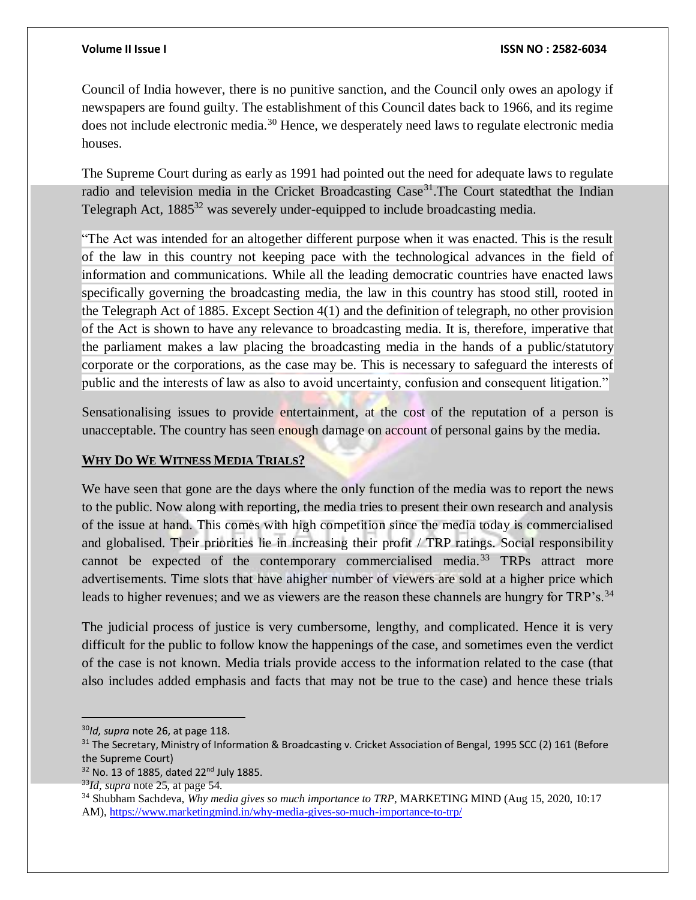Council of India however, there is no punitive sanction, and the Council only owes an apology if newspapers are found guilty. The establishment of this Council dates back to 1966, and its regime does not include electronic media.[30] Hence, we desperately need laws to regulate electronic media houses.

The Supreme Court during as early as 1991 had pointed out the need for adequate laws to regulate radio and television media in the Cricket Broadcasting Case[31].The Court statedthat the Indian Telegraph Act, 1885[32] was severely under-equipped to include broadcasting media.

"The Act was intended for an altogether different purpose when it was enacted. This is the result of the law in this country not keeping pace with the technological advances in the field of information and communications. While all the leading democratic countries have enacted laws specifically governing the broadcasting media, the law in this country has stood still, rooted in the Telegraph Act of 1885. Except Section 4(1) and the definition of telegraph, no other provision of the Act is shown to have any relevance to broadcasting media. It is, therefore, imperative that the parliament makes a law placing the broadcasting media in the hands of a public/statutory corporate or the corporations, as the case may be. This is necessary to safeguard the interests of public and the interests of law as also to avoid uncertainty, confusion and consequent litigation."

Sensationalising issues to provide entertainment, at the cost of the reputation of a person is unacceptable. The country has seen enough damage on account of personal gains by the media.

## WHY DO WE WITNESS MEDIA TRIALS?

We have seen that gone are the days where the only function of the media was to report the news to the public. Now along with reporting, the media tries to present their own research and analysis of the issue at hand. This comes with high competition since the media today is commercialised and globalised. Their priorities lie in increasing their profit / TRP ratings. Social responsibility cannot be expected of the contemporary commercialised media.[33] TRPs attract more advertisements. Time slots that have ahigher number of viewers are sold at a higher price which leads to higher revenues; and we as viewers are the reason these channels are hungry for TRP's.[34]

The judicial process of justice is very cumbersome, lengthy, and complicated. Hence it is very difficult for the public to follow know the happenings of the case, and sometimes even the verdict of the case is not known. Media trials provide access to the information related to the case (that also includes added emphasis and facts that may not be true to the case) and hence these trials

---

[30] *Id, supra* note 26, at page 118.

[31] The Secretary, Ministry of Information & Broadcasting v. Cricket Association of Bengal, 1995 SCC (2) 161 (Before the Supreme Court)

[32] No. 13 of 1885, dated 22nd July 1885.

[33] *Id, supra* note 25, at page 54.

[34] Shubham Sachdeva, *Why media gives so much importance to TRP*, MARKETING MIND (Aug 15, 2020, 10:17 AM), https://www.marketingmind.in/why-media-gives-so-much-importance-to-trp/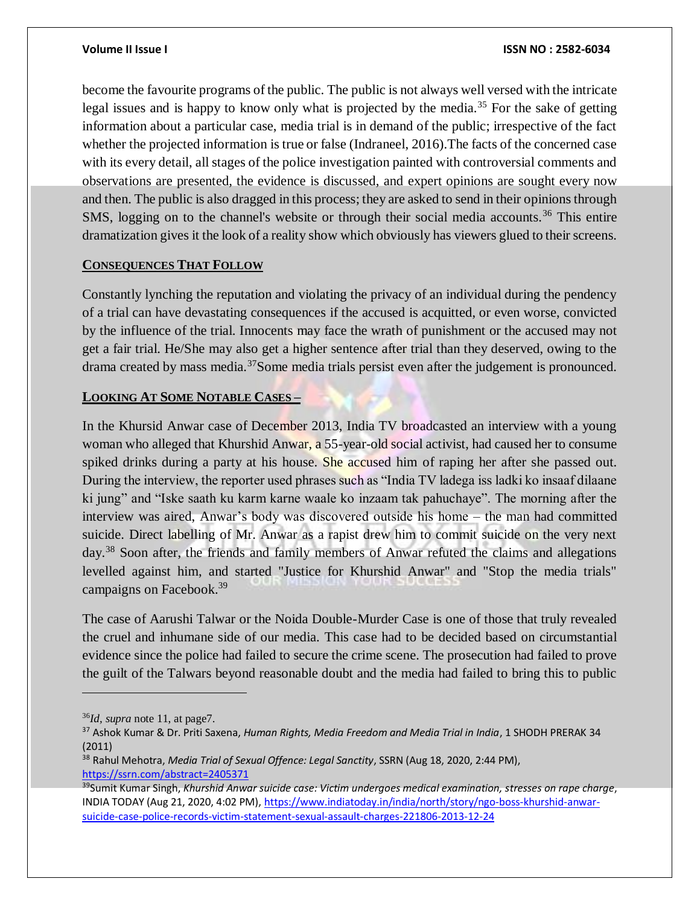become the favourite programs of the public. The public is not always well versed with the intricate legal issues and is happy to know only what is projected by the media.[35] For the sake of getting information about a particular case, media trial is in demand of the public; irrespective of the fact whether the projected information is true or false (Indraneel, 2016).The facts of the concerned case with its every detail, all stages of the police investigation painted with controversial comments and observations are presented, the evidence is discussed, and expert opinions are sought every now and then. The public is also dragged in this process; they are asked to send in their opinions through SMS, logging on to the channel's website or through their social media accounts.[36] This entire dramatization gives it the look of a reality show which obviously has viewers glued to their screens.

## CONSEQUENCES THAT FOLLOW

Constantly lynching the reputation and violating the privacy of an individual during the pendency of a trial can have devastating consequences if the accused is acquitted, or even worse, convicted by the influence of the trial. Innocents may face the wrath of punishment or the accused may not get a fair trial. He/She may also get a higher sentence after trial than they deserved, owing to the drama created by mass media.[37]Some media trials persist even after the judgement is pronounced.

## LOOKING AT SOME NOTABLE CASES –

In the Khursid Anwar case of December 2013, India TV broadcasted an interview with a young woman who alleged that Khurshid Anwar, a 55-year-old social activist, had caused her to consume spiked drinks during a party at his house. She accused him of raping her after she passed out. During the interview, the reporter used phrases such as "India TV ladega iss ladki ko insaaf dilaane ki jung" and "Iske saath ku karm karne waale ko inzaam tak pahuchaye". The morning after the interview was aired, Anwar's body was discovered outside his home – the man had committed suicide. Direct labelling of Mr. Anwar as a rapist drew him to commit suicide on the very next day.[38] Soon after, the friends and family members of Anwar refuted the claims and allegations levelled against him, and started "Justice for Khurshid Anwar" and "Stop the media trials" campaigns on Facebook.[39]

The case of Aarushi Talwar or the Noida Double-Murder Case is one of those that truly revealed the cruel and inhumane side of our media. This case had to be decided based on circumstantial evidence since the police had failed to secure the crime scene. The prosecution had failed to prove the guilt of the Talwars beyond reasonable doubt and the media had failed to bring this to public

---

[36] *Id*, *supra* note 11, at page7.

[37] Ashok Kumar & Dr. Priti Saxena, *Human Rights, Media Freedom and Media Trial in India*, 1 SHODH PRERAK 34 (2011)

[38] Rahul Mehotra, *Media Trial of Sexual Offence: Legal Sanctity*, SSRN (Aug 18, 2020, 2:44 PM), https://ssrn.com/abstract=2405371

[39] Sumit Kumar Singh, *Khurshid Anwar suicide case: Victim undergoes medical examination, stresses on rape charge*, INDIA TODAY (Aug 21, 2020, 4:02 PM), https://www.indiatoday.in/india/north/story/ngo-boss-khurshid-anwar-suicide-case-police-records-victim-statement-sexual-assault-charges-221806-2013-12-24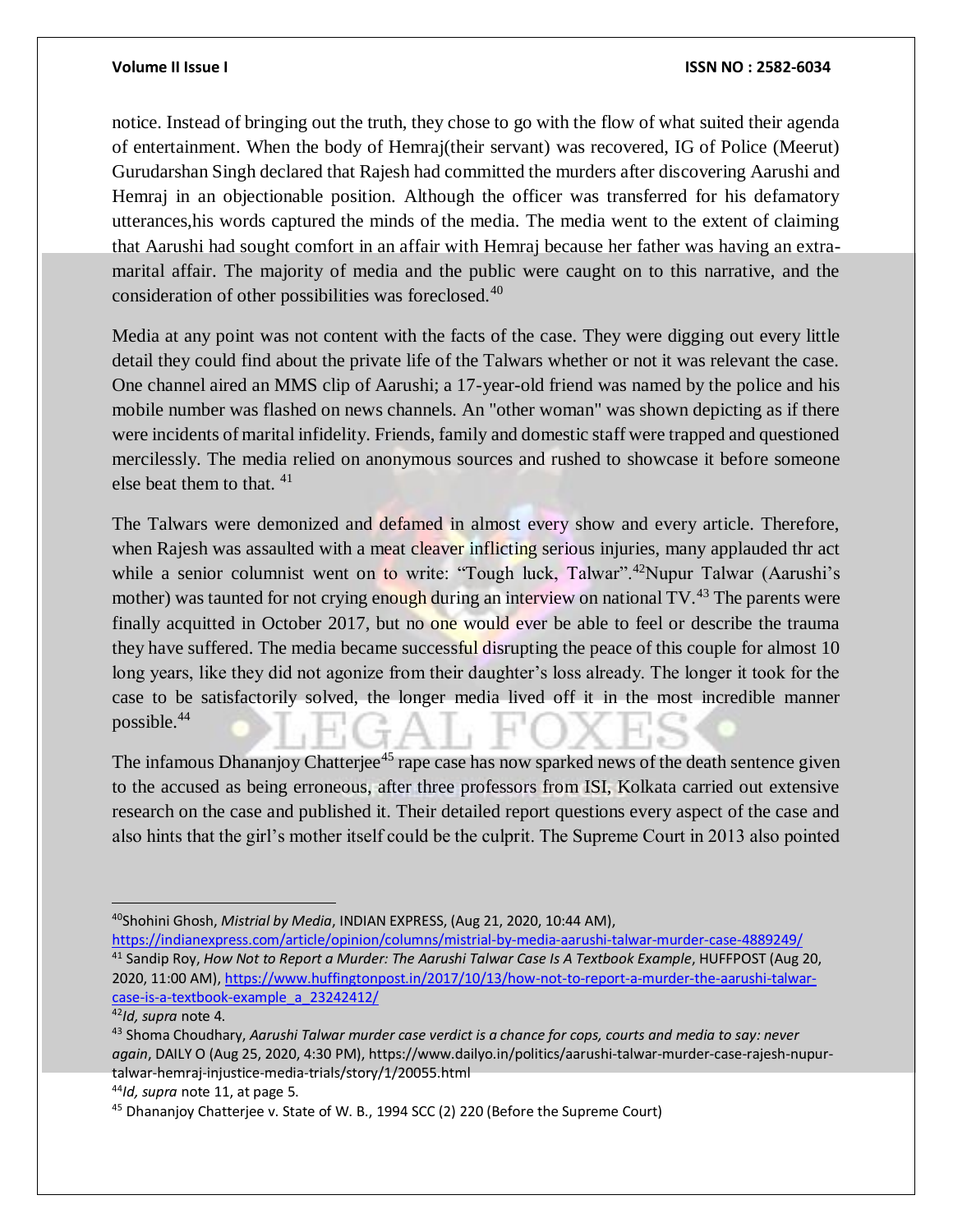notice. Instead of bringing out the truth, they chose to go with the flow of what suited their agenda of entertainment. When the body of Hemraj(their servant) was recovered, IG of Police (Meerut) Gurudarshan Singh declared that Rajesh had committed the murders after discovering Aarushi and Hemraj in an objectionable position. Although the officer was transferred for his defamatory utterances,his words captured the minds of the media. The media went to the extent of claiming that Aarushi had sought comfort in an affair with Hemraj because her father was having an extra-marital affair. The majority of media and the public were caught on to this narrative, and the consideration of other possibilities was foreclosed.[40]

Media at any point was not content with the facts of the case. They were digging out every little detail they could find about the private life of the Talwars whether or not it was relevant the case. One channel aired an MMS clip of Aarushi; a 17-year-old friend was named by the police and his mobile number was flashed on news channels. An "other woman" was shown depicting as if there were incidents of marital infidelity. Friends, family and domestic staff were trapped and questioned mercilessly. The media relied on anonymous sources and rushed to showcase it before someone else beat them to that. [41]

The Talwars were demonized and defamed in almost every show and every article. Therefore, when Rajesh was assaulted with a meat cleaver inflicting serious injuries, many applauded thr act while a senior columnist went on to write: "Tough luck, Talwar".[42]Nupur Talwar (Aarushi's mother) was taunted for not crying enough during an interview on national TV.[43] The parents were finally acquitted in October 2017, but no one would ever be able to feel or describe the trauma they have suffered. The media became successful disrupting the peace of this couple for almost 10 long years, like they did not agonize from their daughter's loss already. The longer it took for the case to be satisfactorily solved, the longer media lived off it in the most incredible manner possible.[44]

The infamous Dhananjoy Chatterjee[45] rape case has now sparked news of the death sentence given to the accused as being erroneous, after three professors from ISI, Kolkata carried out extensive research on the case and published it. Their detailed report questions every aspect of the case and also hints that the girl's mother itself could be the culprit. The Supreme Court in 2013 also pointed

---

[40]Shohini Ghosh, *Mistrial by Media*, INDIAN EXPRESS, (Aug 21, 2020, 10:44 AM), https://indianexpress.com/article/opinion/columns/mistrial-by-media-aarushi-talwar-murder-case-4889249/

[41] Sandip Roy, *How Not to Report a Murder: The Aarushi Talwar Case Is A Textbook Example*, HUFFPOST (Aug 20, 2020, 11:00 AM), https://www.huffingtonpost.in/2017/10/13/how-not-to-report-a-murder-the-aarushi-talwar-case-is-a-textbook-example_a_23242412/

[42]*Id, supra* note 4.

[43] Shoma Choudhary, *Aarushi Talwar murder case verdict is a chance for cops, courts and media to say: never again*, DAILY O (Aug 25, 2020, 4:30 PM), https://www.dailyo.in/politics/aarushi-talwar-murder-case-rajesh-nupur-talwar-hemraj-injustice-media-trials/story/1/20055.html

[44]*Id, supra* note 11, at page 5.

[45] Dhananjoy Chatterjee v. State of W. B., 1994 SCC (2) 220 (Before the Supreme Court)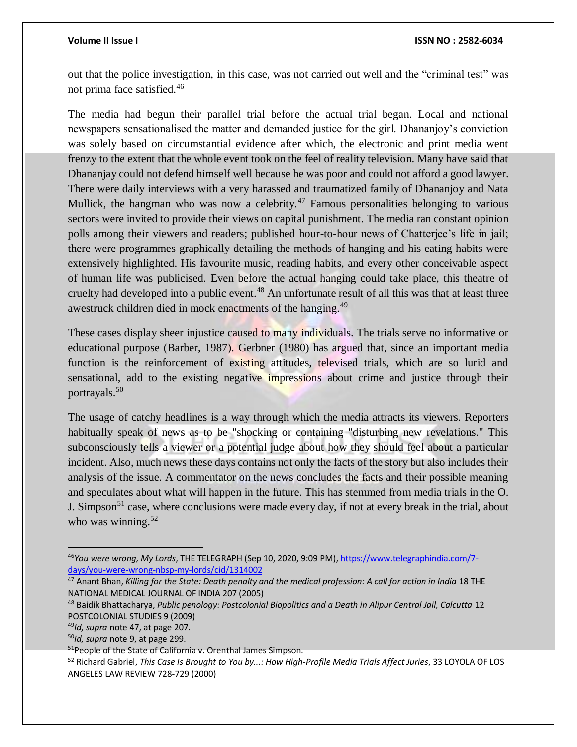out that the police investigation, in this case, was not carried out well and the "criminal test" was not prima face satisfied.[46]

The media had begun their parallel trial before the actual trial began. Local and national newspapers sensationalised the matter and demanded justice for the girl. Dhananjoy's conviction was solely based on circumstantial evidence after which, the electronic and print media went frenzy to the extent that the whole event took on the feel of reality television. Many have said that Dhananjay could not defend himself well because he was poor and could not afford a good lawyer. There were daily interviews with a very harassed and traumatized family of Dhananjoy and Nata Mullick, the hangman who was now a celebrity.[47] Famous personalities belonging to various sectors were invited to provide their views on capital punishment. The media ran constant opinion polls among their viewers and readers; published hour-to-hour news of Chatterjee's life in jail; there were programmes graphically detailing the methods of hanging and his eating habits were extensively highlighted. His favourite music, reading habits, and every other conceivable aspect of human life was publicised. Even before the actual hanging could take place, this theatre of cruelty had developed into a public event.[48] An unfortunate result of all this was that at least three awestruck children died in mock enactments of the hanging.[49]

These cases display sheer injustice caused to many individuals. The trials serve no informative or educational purpose (Barber, 1987). Gerbner (1980) has argued that, since an important media function is the reinforcement of existing attitudes, televised trials, which are so lurid and sensational, add to the existing negative impressions about crime and justice through their portrayals.[50]

The usage of catchy headlines is a way through which the media attracts its viewers. Reporters habitually speak of news as to be "shocking or containing "disturbing new revelations." This subconsciously tells a viewer or a potential judge about how they should feel about a particular incident. Also, much news these days contains not only the facts of the story but also includes their analysis of the issue. A commentator on the news concludes the facts and their possible meaning and speculates about what will happen in the future. This has stemmed from media trials in the O. J. Simpson[51] case, where conclusions were made every day, if not at every break in the trial, about who was winning.[52]

---

[46] *You were wrong, My Lords*, THE TELEGRAPH (Sep 10, 2020, 9:09 PM), https://www.telegraphindia.com/7-days/you-were-wrong-nbsp-my-lords/cid/1314002

[47] Anant Bhan, *Killing for the State: Death penalty and the medical profession: A call for action in India* 18 THE NATIONAL MEDICAL JOURNAL OF INDIA 207 (2005)

[48] Baidik Bhattacharya, *Public penology: Postcolonial Biopolitics and a Death in Alipur Central Jail, Calcutta* 12 POSTCOLONIAL STUDIES 9 (2009)

[49] *Id, supra* note 47, at page 207.

[50] *Id, supra* note 9, at page 299.

[51] People of the State of California v. Orenthal James Simpson.

[52] Richard Gabriel, *This Case Is Brought to You by...: How High-Profile Media Trials Affect Juries*, 33 LOYOLA OF LOS ANGELES LAW REVIEW 728-729 (2000)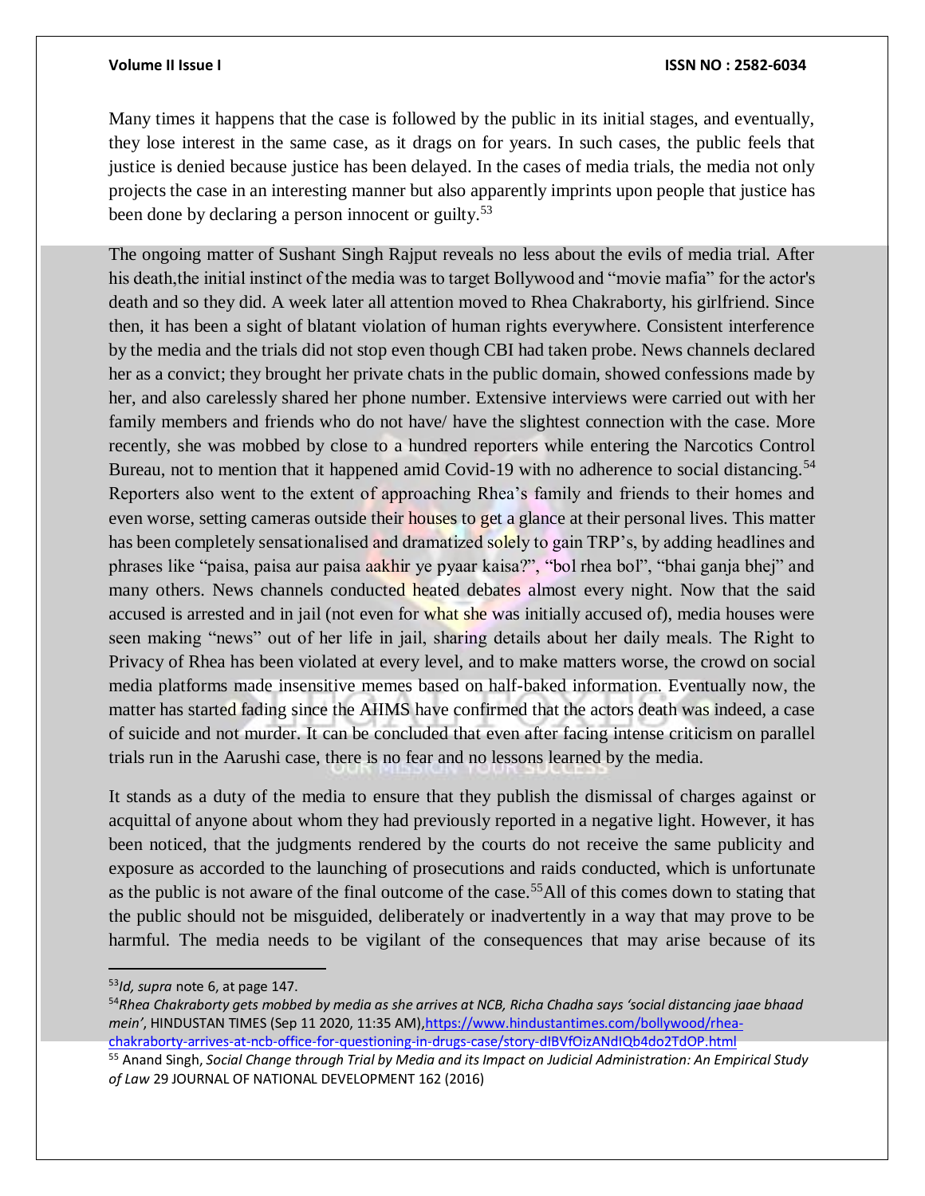Many times it happens that the case is followed by the public in its initial stages, and eventually, they lose interest in the same case, as it drags on for years. In such cases, the public feels that justice is denied because justice has been delayed. In the cases of media trials, the media not only projects the case in an interesting manner but also apparently imprints upon people that justice has been done by declaring a person innocent or guilty.[53]

The ongoing matter of Sushant Singh Rajput reveals no less about the evils of media trial. After his death,the initial instinct of the media was to target Bollywood and "movie mafia" for the actor's death and so they did. A week later all attention moved to Rhea Chakraborty, his girlfriend. Since then, it has been a sight of blatant violation of human rights everywhere. Consistent interference by the media and the trials did not stop even though CBI had taken probe. News channels declared her as a convict; they brought her private chats in the public domain, showed confessions made by her, and also carelessly shared her phone number. Extensive interviews were carried out with her family members and friends who do not have/ have the slightest connection with the case. More recently, she was mobbed by close to a hundred reporters while entering the Narcotics Control Bureau, not to mention that it happened amid Covid-19 with no adherence to social distancing.[54] Reporters also went to the extent of approaching Rhea's family and friends to their homes and even worse, setting cameras outside their houses to get a glance at their personal lives. This matter has been completely sensationalised and dramatized solely to gain TRP's, by adding headlines and phrases like "paisa, paisa aur paisa aakhir ye pyaar kaisa?", "bol rhea bol", "bhai ganja bhej" and many others. News channels conducted heated debates almost every night. Now that the said accused is arrested and in jail (not even for what she was initially accused of), media houses were seen making "news" out of her life in jail, sharing details about her daily meals. The Right to Privacy of Rhea has been violated at every level, and to make matters worse, the crowd on social media platforms made insensitive memes based on half-baked information. Eventually now, the matter has started fading since the AIIMS have confirmed that the actors death was indeed, a case of suicide and not murder. It can be concluded that even after facing intense criticism on parallel trials run in the Aarushi case, there is no fear and no lessons learned by the media.

It stands as a duty of the media to ensure that they publish the dismissal of charges against or acquittal of anyone about whom they had previously reported in a negative light. However, it has been noticed, that the judgments rendered by the courts do not receive the same publicity and exposure as accorded to the launching of prosecutions and raids conducted, which is unfortunate as the public is not aware of the final outcome of the case.[55]All of this comes down to stating that the public should not be misguided, deliberately or inadvertently in a way that may prove to be harmful. The media needs to be vigilant of the consequences that may arise because of its

---

[53]*Id, supra* note 6, at page 147.

[54]*Rhea Chakraborty gets mobbed by media as she arrives at NCB, Richa Chadha says 'social distancing jaae bhaad mein'*, HINDUSTAN TIMES (Sep 11 2020, 11:35 AM),https://www.hindustantimes.com/bollywood/rhea-chakraborty-arrives-at-ncb-office-for-questioning-in-drugs-case/story-dIBVfOizANdIQb4do2TdOP.html

[55] Anand Singh, *Social Change through Trial by Media and its Impact on Judicial Administration: An Empirical Study of Law* 29 JOURNAL OF NATIONAL DEVELOPMENT 162 (2016)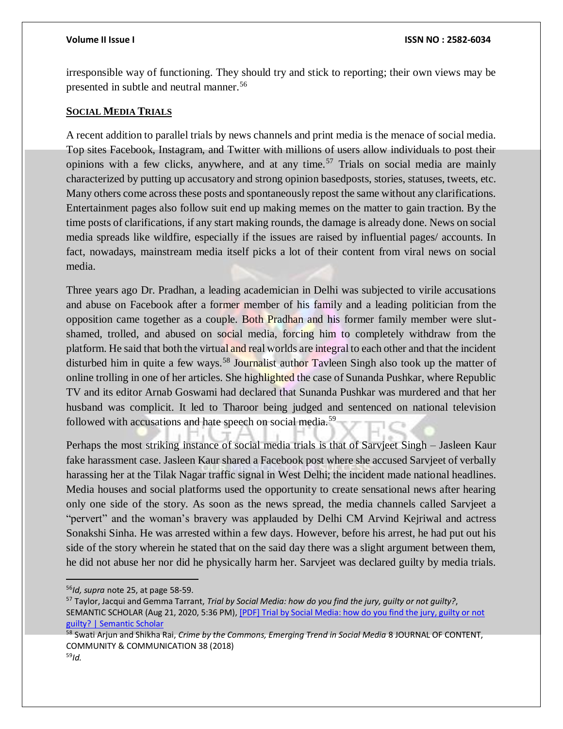irresponsible way of functioning. They should try and stick to reporting; their own views may be presented in subtle and neutral manner.[56]

## SOCIAL MEDIA TRIALS

A recent addition to parallel trials by news channels and print media is the menace of social media. Top sites Facebook, Instagram, and Twitter with millions of users allow individuals to post their opinions with a few clicks, anywhere, and at any time.[57] Trials on social media are mainly characterized by putting up accusatory and strong opinion basedposts, stories, statuses, tweets, etc. Many others come across these posts and spontaneously repost the same without any clarifications. Entertainment pages also follow suit end up making memes on the matter to gain traction. By the time posts of clarifications, if any start making rounds, the damage is already done. News on social media spreads like wildfire, especially if the issues are raised by influential pages/ accounts. In fact, nowadays, mainstream media itself picks a lot of their content from viral news on social media.

Three years ago Dr. Pradhan, a leading academician in Delhi was subjected to virile accusations and abuse on Facebook after a former member of his family and a leading politician from the opposition came together as a couple. Both Pradhan and his former family member were slut-shamed, trolled, and abused on social media, forcing him to completely withdraw from the platform. He said that both the virtual and real worlds are integral to each other and that the incident disturbed him in quite a few ways.[58] Journalist author Tavleen Singh also took up the matter of online trolling in one of her articles. She highlighted the case of Sunanda Pushkar, where Republic TV and its editor Arnab Goswami had declared that Sunanda Pushkar was murdered and that her husband was complicit. It led to Tharoor being judged and sentenced on national television followed with accusations and hate speech on social media.[59]

Perhaps the most striking instance of social media trials is that of Sarvjeet Singh – Jasleen Kaur fake harassment case. Jasleen Kaur shared a Facebook post where she accused Sarvjeet of verbally harassing her at the Tilak Nagar traffic signal in West Delhi; the incident made national headlines. Media houses and social platforms used the opportunity to create sensational news after hearing only one side of the story. As soon as the news spread, the media channels called Sarvjeet a "pervert" and the woman's bravery was applauded by Delhi CM Arvind Kejriwal and actress Sonakshi Sinha. He was arrested within a few days. However, before his arrest, he had put out his side of the story wherein he stated that on the said day there was a slight argument between them, he did not abuse her nor did he physically harm her. Sarvjeet was declared guilty by media trials.

---

[56] *Id, supra* note 25, at page 58-59.

[57] Taylor, Jacqui and Gemma Tarrant, *Trial by Social Media: how do you find the jury, guilty or not guilty?*, SEMANTIC SCHOLAR (Aug 21, 2020, 5:36 PM), [PDF] Trial by Social Media: how do you find the jury, guilty or not guilty? | Semantic Scholar

[58] Swati Arjun and Shikha Rai, *Crime by the Commons, Emerging Trend in Social Media* 8 JOURNAL OF CONTENT, COMMUNITY & COMMUNICATION 38 (2018)

[59] *Id.*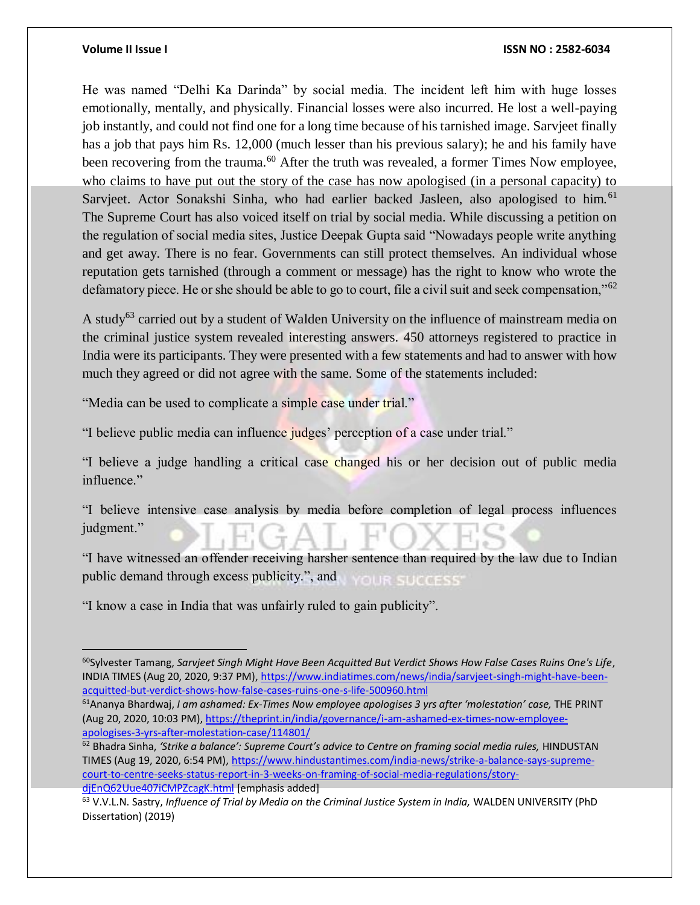He was named "Delhi Ka Darinda" by social media. The incident left him with huge losses emotionally, mentally, and physically. Financial losses were also incurred. He lost a well-paying job instantly, and could not find one for a long time because of his tarnished image. Sarvjeet finally has a job that pays him Rs. 12,000 (much lesser than his previous salary); he and his family have been recovering from the trauma.[60] After the truth was revealed, a former Times Now employee, who claims to have put out the story of the case has now apologised (in a personal capacity) to Sarvjeet. Actor Sonakshi Sinha, who had earlier backed Jasleen, also apologised to him.[61] The Supreme Court has also voiced itself on trial by social media. While discussing a petition on the regulation of social media sites, Justice Deepak Gupta said "Nowadays people write anything and get away. There is no fear. Governments can still protect themselves. An individual whose reputation gets tarnished (through a comment or message) has the right to know who wrote the defamatory piece. He or she should be able to go to court, file a civil suit and seek compensation,"[62]

A study[63] carried out by a student of Walden University on the influence of mainstream media on the criminal justice system revealed interesting answers. 450 attorneys registered to practice in India were its participants. They were presented with a few statements and had to answer with how much they agreed or did not agree with the same. Some of the statements included:

"Media can be used to complicate a simple case under trial."

"I believe public media can influence judges' perception of a case under trial."

"I believe a judge handling a critical case changed his or her decision out of public media influence."

"I believe intensive case analysis by media before completion of legal process influences judgment."

"I have witnessed an offender receiving harsher sentence than required by the law due to Indian public demand through excess publicity.", and

"I know a case in India that was unfairly ruled to gain publicity".

---

[60] Sylvester Tamang, *Sarvjeet Singh Might Have Been Acquitted But Verdict Shows How False Cases Ruins One's Life*, INDIA TIMES (Aug 20, 2020, 9:37 PM), https://www.indiatimes.com/news/india/sarvjeet-singh-might-have-been-acquitted-but-verdict-shows-how-false-cases-ruins-one-s-life-500960.html

[61] Ananya Bhardwaj, *I am ashamed: Ex-Times Now employee apologises 3 yrs after 'molestation' case,* THE PRINT (Aug 20, 2020, 10:03 PM), https://theprint.in/india/governance/i-am-ashamed-ex-times-now-employee-apologises-3-yrs-after-molestation-case/114801/

[62] Bhadra Sinha, *'Strike a balance': Supreme Court's advice to Centre on framing social media rules,* HINDUSTAN TIMES (Aug 19, 2020, 6:54 PM), https://www.hindustantimes.com/india-news/strike-a-balance-says-supreme-court-to-centre-seeks-status-report-in-3-weeks-on-framing-of-social-media-regulations/story-djEnQ62Uue407iCMPZcagK.html [emphasis added]

[63] V.V.L.N. Sastry, *Influence of Trial by Media on the Criminal Justice System in India,* WALDEN UNIVERSITY (PhD Dissertation) (2019)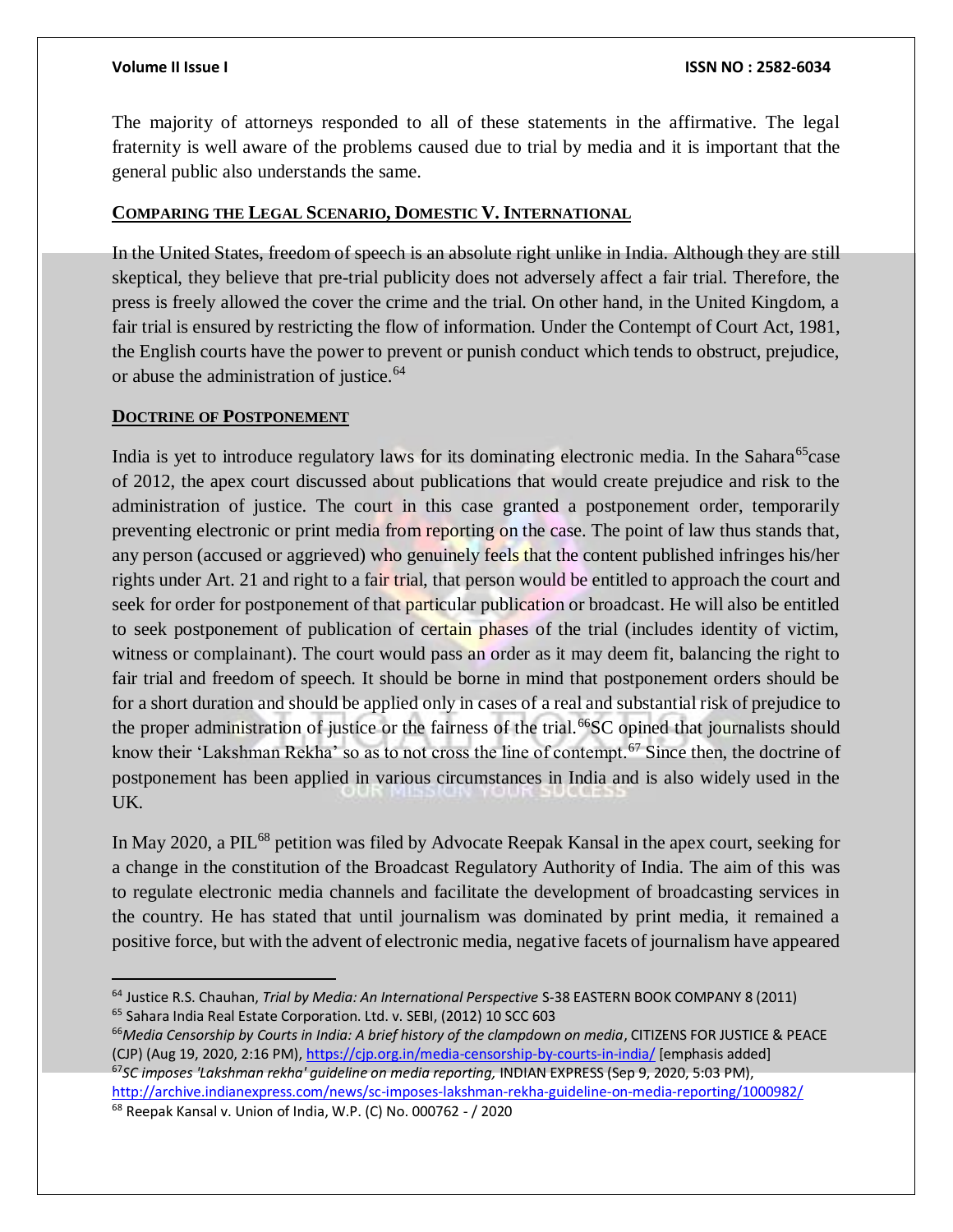The majority of attorneys responded to all of these statements in the affirmative. The legal fraternity is well aware of the problems caused due to trial by media and it is important that the general public also understands the same.

## COMPARING THE LEGAL SCENARIO, DOMESTIC V. INTERNATIONAL

In the United States, freedom of speech is an absolute right unlike in India. Although they are still skeptical, they believe that pre-trial publicity does not adversely affect a fair trial. Therefore, the press is freely allowed the cover the crime and the trial. On other hand, in the United Kingdom, a fair trial is ensured by restricting the flow of information. Under the Contempt of Court Act, 1981, the English courts have the power to prevent or punish conduct which tends to obstruct, prejudice, or abuse the administration of justice.[64]

## DOCTRINE OF POSTPONEMENT

India is yet to introduce regulatory laws for its dominating electronic media. In the Sahara[65]case of 2012, the apex court discussed about publications that would create prejudice and risk to the administration of justice. The court in this case granted a postponement order, temporarily preventing electronic or print media from reporting on the case. The point of law thus stands that, any person (accused or aggrieved) who genuinely feels that the content published infringes his/her rights under Art. 21 and right to a fair trial, that person would be entitled to approach the court and seek for order for postponement of that particular publication or broadcast. He will also be entitled to seek postponement of publication of certain phases of the trial (includes identity of victim, witness or complainant). The court would pass an order as it may deem fit, balancing the right to fair trial and freedom of speech. It should be borne in mind that postponement orders should be for a short duration and should be applied only in cases of a real and substantial risk of prejudice to the proper administration of justice or the fairness of the trial.[66]SC opined that journalists should know their 'Lakshman Rekha' so as to not cross the line of contempt.[67] Since then, the doctrine of postponement has been applied in various circumstances in India and is also widely used in the UK.

In May 2020, a PIL[68] petition was filed by Advocate Reepak Kansal in the apex court, seeking for a change in the constitution of the Broadcast Regulatory Authority of India. The aim of this was to regulate electronic media channels and facilitate the development of broadcasting services in the country. He has stated that until journalism was dominated by print media, it remained a positive force, but with the advent of electronic media, negative facets of journalism have appeared

---

[64] Justice R.S. Chauhan, *Trial by Media: An International Perspective* S-38 EASTERN BOOK COMPANY 8 (2011)

[65] Sahara India Real Estate Corporation. Ltd. v. SEBI, (2012) 10 SCC 603

[66] *Media Censorship by Courts in India: A brief history of the clampdown on media*, CITIZENS FOR JUSTICE & PEACE (CJP) (Aug 19, 2020, 2:16 PM), https://cjp.org.in/media-censorship-by-courts-in-india/ [emphasis added]

[67] *SC imposes 'Lakshman rekha' guideline on media reporting,* INDIAN EXPRESS (Sep 9, 2020, 5:03 PM), http://archive.indianexpress.com/news/sc-imposes-lakshman-rekha-guideline-on-media-reporting/1000982/

[68] Reepak Kansal v. Union of India, W.P. (C) No. 000762 - / 2020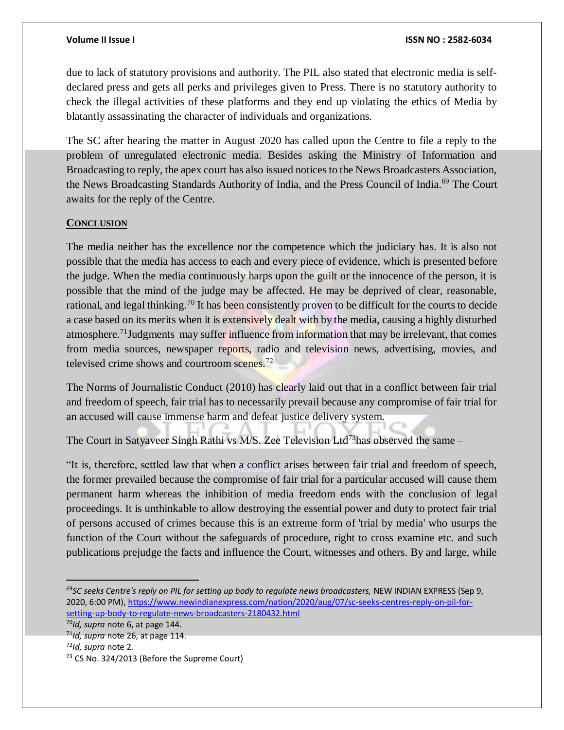due to lack of statutory provisions and authority. The PIL also stated that electronic media is self-declared press and gets all perks and privileges given to Press. There is no statutory authority to check the illegal activities of these platforms and they end up violating the ethics of Media by blatantly assassinating the character of individuals and organizations.

The SC after hearing the matter in August 2020 has called upon the Centre to file a reply to the problem of unregulated electronic media. Besides asking the Ministry of Information and Broadcasting to reply, the apex court has also issued notices to the News Broadcasters Association, the News Broadcasting Standards Authority of India, and the Press Council of India.[69] The Court awaits for the reply of the Centre.

## CONCLUSION

The media neither has the excellence nor the competence which the judiciary has. It is also not possible that the media has access to each and every piece of evidence, which is presented before the judge. When the media continuously harps upon the guilt or the innocence of the person, it is possible that the mind of the judge may be affected. He may be deprived of clear, reasonable, rational, and legal thinking.[70] It has been consistently proven to be difficult for the courts to decide a case based on its merits when it is extensively dealt with by the media, causing a highly disturbed atmosphere.[71]Judgments may suffer influence from information that may be irrelevant, that comes from media sources, newspaper reports, radio and television news, advertising, movies, and televised crime shows and courtroom scenes.[72]

The Norms of Journalistic Conduct (2010) has clearly laid out that in a conflict between fair trial and freedom of speech, fair trial has to necessarily prevail because any compromise of fair trial for an accused will cause immense harm and defeat justice delivery system.

The Court in Satyaveer Singh Rathi vs M/S. Zee Television Ltd[73]has observed the same –

"It is, therefore, settled law that when a conflict arises between fair trial and freedom of speech, the former prevailed because the compromise of fair trial for a particular accused will cause them permanent harm whereas the inhibition of media freedom ends with the conclusion of legal proceedings. It is unthinkable to allow destroying the essential power and duty to protect fair trial of persons accused of crimes because this is an extreme form of 'trial by media' who usurps the function of the Court without the safeguards of procedure, right to cross examine etc. and such publications prejudge the facts and influence the Court, witnesses and others. By and large, while

---

[69]*SC seeks Centre's reply on PIL for setting up body to regulate news broadcasters,* NEW INDIAN EXPRESS (Sep 9, 2020, 6:00 PM), https://www.newindianexpress.com/nation/2020/aug/07/sc-seeks-centres-reply-on-pil-for-setting-up-body-to-regulate-news-broadcasters-2180432.html

[70]*Id, supra* note 6, at page 144.

[71]*Id, supra* note 26, at page 114.

[72]*Id, supra* note 2.

[73] CS No. 324/2013 (Before the Supreme Court)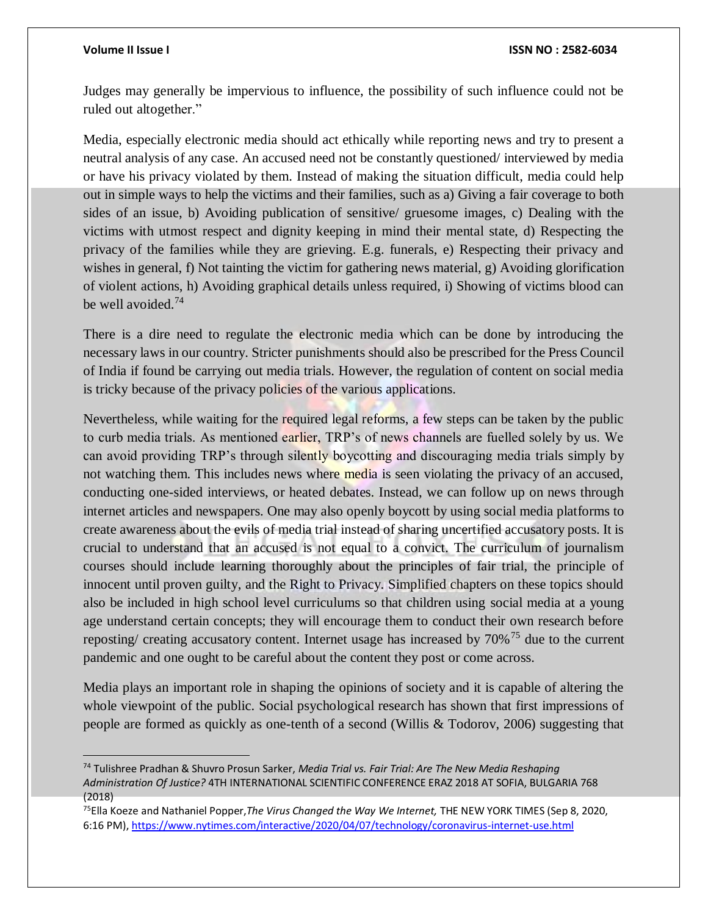Judges may generally be impervious to influence, the possibility of such influence could not be ruled out altogether."

Media, especially electronic media should act ethically while reporting news and try to present a neutral analysis of any case. An accused need not be constantly questioned/ interviewed by media or have his privacy violated by them. Instead of making the situation difficult, media could help out in simple ways to help the victims and their families, such as a) Giving a fair coverage to both sides of an issue, b) Avoiding publication of sensitive/ gruesome images, c) Dealing with the victims with utmost respect and dignity keeping in mind their mental state, d) Respecting the privacy of the families while they are grieving. E.g. funerals, e) Respecting their privacy and wishes in general, f) Not tainting the victim for gathering news material, g) Avoiding glorification of violent actions, h) Avoiding graphical details unless required, i) Showing of victims blood can be well avoided.[74]

There is a dire need to regulate the electronic media which can be done by introducing the necessary laws in our country. Stricter punishments should also be prescribed for the Press Council of India if found be carrying out media trials. However, the regulation of content on social media is tricky because of the privacy policies of the various applications.

Nevertheless, while waiting for the required legal reforms, a few steps can be taken by the public to curb media trials. As mentioned earlier, TRP's of news channels are fuelled solely by us. We can avoid providing TRP's through silently boycotting and discouraging media trials simply by not watching them. This includes news where media is seen violating the privacy of an accused, conducting one-sided interviews, or heated debates. Instead, we can follow up on news through internet articles and newspapers. One may also openly boycott by using social media platforms to create awareness about the evils of media trial instead of sharing uncertified accusatory posts. It is crucial to understand that an accused is not equal to a convict. The curriculum of journalism courses should include learning thoroughly about the principles of fair trial, the principle of innocent until proven guilty, and the Right to Privacy. Simplified chapters on these topics should also be included in high school level curriculums so that children using social media at a young age understand certain concepts; they will encourage them to conduct their own research before reposting/ creating accusatory content. Internet usage has increased by 70%[75] due to the current pandemic and one ought to be careful about the content they post or come across.

Media plays an important role in shaping the opinions of society and it is capable of altering the whole viewpoint of the public. Social psychological research has shown that first impressions of people are formed as quickly as one-tenth of a second (Willis & Todorov, 2006) suggesting that

---

[74] Tulishree Pradhan & Shuvro Prosun Sarker, *Media Trial vs. Fair Trial: Are The New Media Reshaping Administration Of Justice?* 4TH INTERNATIONAL SCIENTIFIC CONFERENCE ERAZ 2018 AT SOFIA, BULGARIA 768 (2018)

[75] Ella Koeze and Nathaniel Popper, *The Virus Changed the Way We Internet,* THE NEW YORK TIMES (Sep 8, 2020, 6:16 PM), https://www.nytimes.com/interactive/2020/04/07/technology/coronavirus-internet-use.html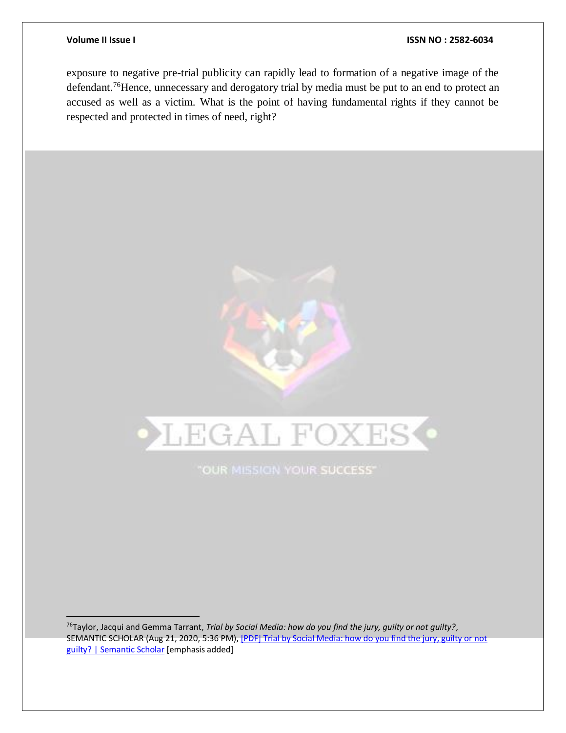exposure to negative pre-trial publicity can rapidly lead to formation of a negative image of the defendant.[76]Hence, unnecessary and derogatory trial by media must be put to an end to protect an accused as well as a victim. What is the point of having fundamental rights if they cannot be respected and protected in times of need, right?

---

[76]Taylor, Jacqui and Gemma Tarrant, *Trial by Social Media: how do you find the jury, guilty or not guilty?*, SEMANTIC SCHOLAR (Aug 21, 2020, 5:36 PM), [PDF] Trial by Social Media: how do you find the jury, guilty or not guilty? | Semantic Scholar [emphasis added]